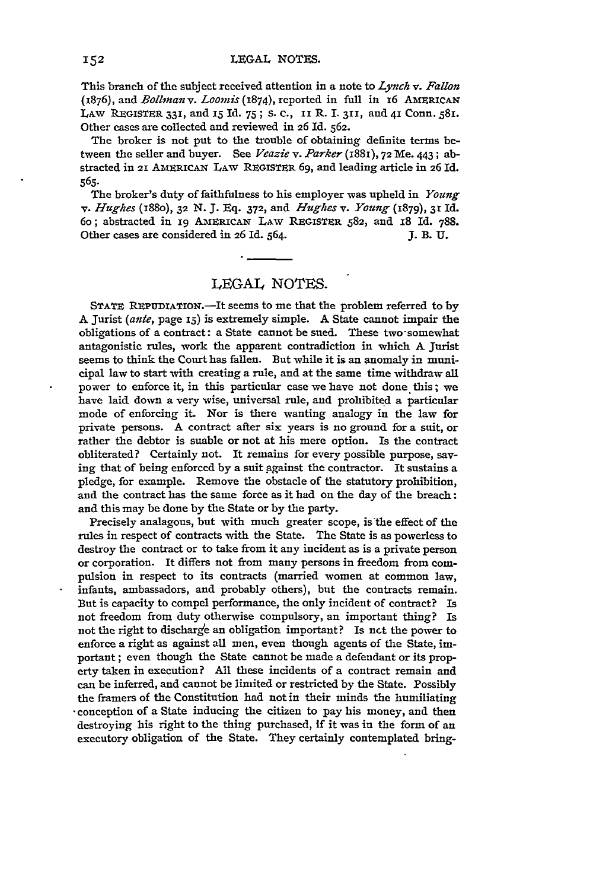This branch of the subject received attention in a note to *Lynch* v. *Fallon* (1876), and *Bollman* v. *Loomis* (1874), reported in full in 16 AMERICAN LAW REGISTER 331, and 15 Id. 75; s. c., 11 R. I. 311, and 41 Conn. 581. Other cases are collected and reviewed in 26 Id. 562.

The broker is not put to the trouble of obtaining definite terms between the seller and buyer. See *Veazie* v. *Parker* (1881), 72 Me. 443; abstracted in 21 AMERICAN LAW REGISTER 69, and leading article in 26 Id. 565.

The broker's duty of faithfulness to his employer was upheld in *Young* v. *Hughes* (1880), 32 N. J. Eq. 372, and *Hughes* v. *Young* (1879), 31 Id. 60; abstracted in 19 AMERICAN LAW REGISTER 582, and 18 Id. 788. Other cases are considered in 26 Id. 564.

J. B. U.

## LEGAL NOTES.

STATE REPUDIATION.—It seems to me that the problem referred to by A Jurist (*ante*, page 15) is extremely simple. A State cannot impair the obligations of a contract: a State cannot be sued. These two somewhat antagonistic rules, work the apparent contradiction in which A Jurist seems to think the Court has fallen. But while it is an anomaly in municipal law to start with creating a rule, and at the same time withdraw all power to enforce it, in this particular case we have not done this; we have laid down a very wise, universal rule, and prohibited a particular mode of enforcing it. Nor is there wanting analogy in the law for private persons. A contract after six years is no ground for a suit, or rather the debtor is suable or not at his mere option. Is the contract obliterated? Certainly not. It remains for every possible purpose, saving that of being enforced by a suit against the contractor. It sustains a pledge, for example. Remove the obstacle of the statutory prohibition, and the contract has the same force as it had on the day of the breach: and this may be done by the State or by the party.

Precisely analagous, but with much greater scope, is the effect of the rules in respect of contracts with the State. The State is as powerless to destroy the contract or to take from it any incident as is a private person or corporation. It differs not from many persons in freedom from compulsion in respect to its contracts (married women at common law, infants, ambassadors, and probably others), but the contracts remain. But is capacity to compel performance, the only incident of contract? Is not freedom from duty otherwise compulsory, an important thing? Is not the right to discharge an obligation important? Is not the power to enforce a right as against all men, even though agents of the State, important; even though the State cannot be made a defendant or its property taken in execution? All these incidents of a contract remain and can be inferred, and cannot be limited or restricted by the State. Possibly the framers of the Constitution had not in their minds the humiliating conception of a State inducing the citizen to pay his money, and then destroying his right to the thing purchased, if it was in the form of an executory obligation of the State. They certainly contemplated bring-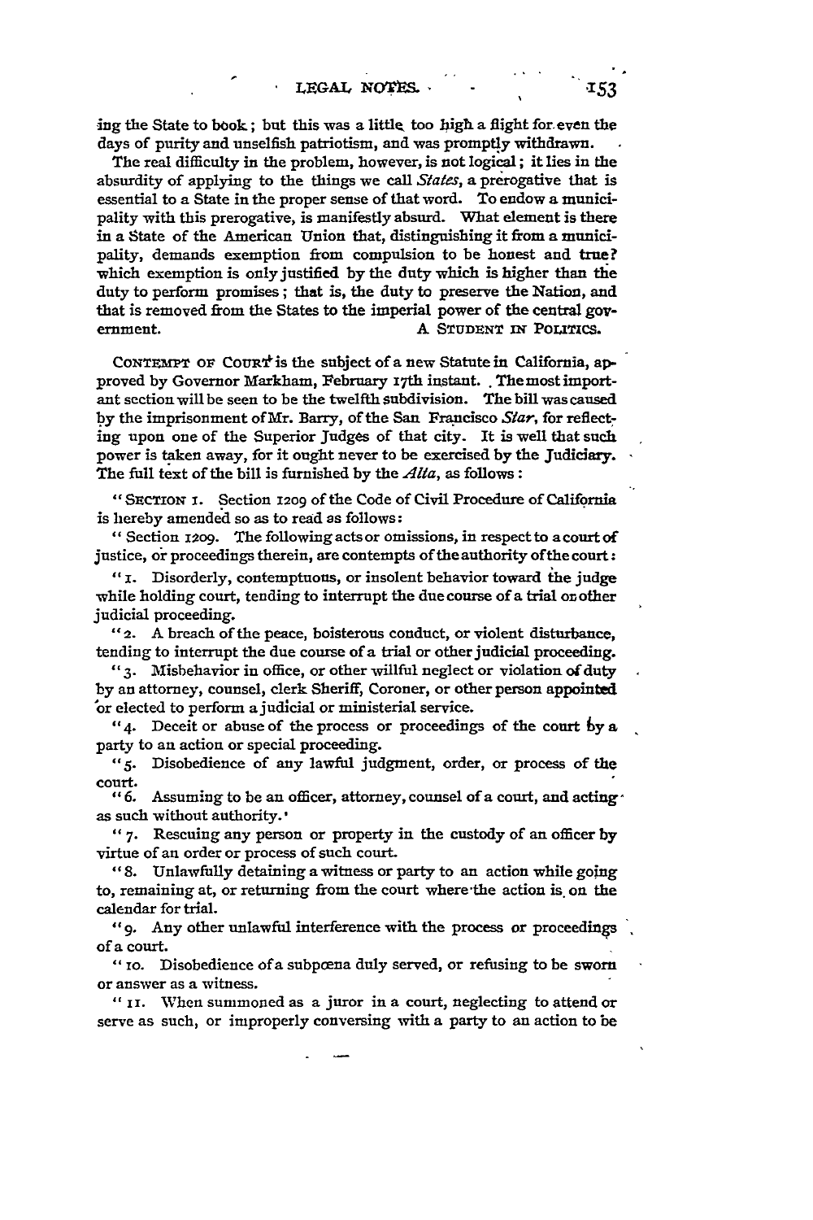ing the State to book; but this was a little too high a flight for even the days of purity and unselfish patriotism, and was promptly withdrawn.

The real difficulty in the problem, however, is not logical; it lies in the absurdity of applying to the things we call *States*, a prerogative that is essential to a State in the proper sense of that word. To endow a municipality with this prerogative, is manifestly absurd. What element is there in a State of the American Union that, distinguishing it from a municipality, demands exemption from compulsion to be honest and true? which exemption is only justified by the duty which is higher than the duty to perform promises; that is, the duty to preserve the Nation, and that is removed from the States to the imperial power of the central government.

A STUDENT IN POLITICS.

CONTEMPT OF COURT is the subject of a new Statute in California, approved by Governor Markham, February 17th instant. The most important section will be seen to be the twelfth subdivision. The bill was caused by the imprisonment of Mr. Barry, of the San Francisco *Star*, for reflecting upon one of the Superior Judges of that city. It is well that such power is taken away, for it ought never to be exercised by the Judiciary. The full text of the bill is furnished by the *Alta*, as follows:

"SECTION 1. Section 1209 of the Code of Civil Procedure of California is hereby amended so as to read as follows:

"Section 1209. The following acts or omissions, in respect to a court of justice, or proceedings therein, are contempts of the authority of the court:

"1. Disorderly, contemptuous, or insolent behavior toward the judge while holding court, tending to interrupt the due course of a trial or other judicial proceeding.

"2. A breach of the peace, boisterous conduct, or violent disturbance, tending to interrupt the due course of a trial or other judicial proceeding.

"3. Misbehavior in office, or other willful neglect or violation of duty by an attorney, counsel, clerk Sheriff, Coroner, or other person appointed or elected to perform a judicial or ministerial service.

"4. Deceit or abuse of the process or proceedings of the court by a party to an action or special proceeding.

"5. Disobedience of any lawful judgment, order, or process of the court.

"6. Assuming to be an officer, attorney, counsel of a court, and acting as such without authority.'

"7. Rescuing any person or property in the custody of an officer by virtue of an order or process of such court.

"8. Unlawfully detaining a witness or party to an action while going to, remaining at, or returning from the court where the action is on the calendar for trial.

"9. Any other unlawful interference with the process or proceedings of a court.

"10. Disobedience of a subpœna duly served, or refusing to be sworn or answer as a witness.

"11. When summoned as a juror in a court, neglecting to attend or serve as such, or improperly conversing with a party to an action to be